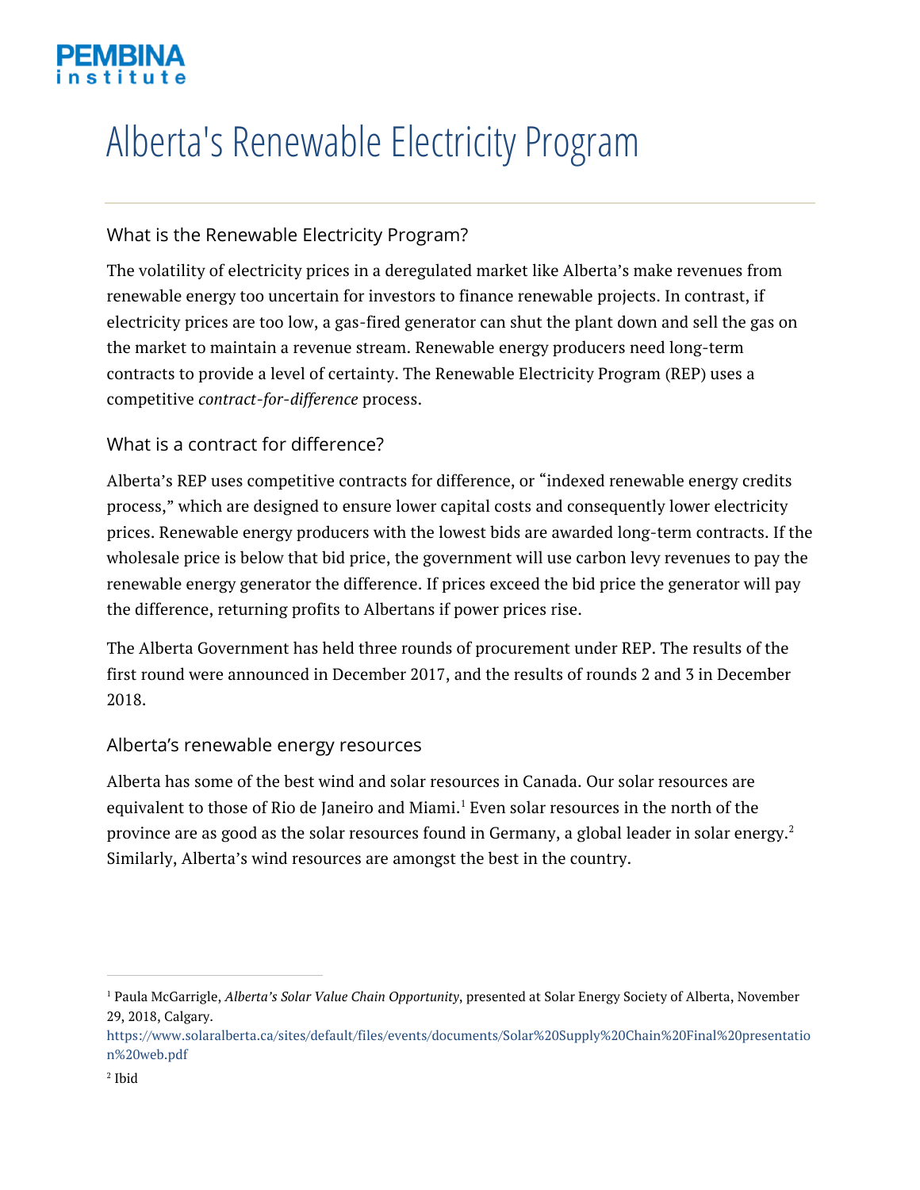PEMBINA institute

# Alberta's Renewable Electricity Program

## What is the Renewable Electricity Program?

The volatility of electricity prices in a deregulated market like Alberta's make revenues from renewable energy too uncertain for investors to finance renewable projects. In contrast, if electricity prices are too low, a gas-fired generator can shut the plant down and sell the gas on the market to maintain a revenue stream. Renewable energy producers need long-term contracts to provide a level of certainty. The Renewable Electricity Program (REP) uses a competitive *contract-for-difference* process.

## What is a contract for difference?

Alberta's REP uses competitive contracts for difference, or "indexed renewable energy credits process," which are designed to ensure lower capital costs and consequently lower electricity prices. Renewable energy producers with the lowest bids are awarded long-term contracts. If the wholesale price is below that bid price, the government will use carbon levy revenues to pay the renewable energy generator the difference. If prices exceed the bid price the generator will pay the difference, returning profits to Albertans if power prices rise.

The Alberta Government has held three rounds of procurement under REP. The results of the first round were announced in December 2017, and the results of rounds 2 and 3 in December 2018.

## Alberta's renewable energy resources

Alberta has some of the best wind and solar resources in Canada. Our solar resources are equivalent to those of Rio de Janeiro and Miami.[1] Even solar resources in the north of the province are as good as the solar resources found in Germany, a global leader in solar energy.[2] Similarly, Alberta's wind resources are amongst the best in the country.

---

[1] Paula McGarrigle, *Alberta's Solar Value Chain Opportunity*, presented at Solar Energy Society of Alberta, November 29, 2018, Calgary. https://www.solaralberta.ca/sites/default/files/events/documents/Solar%20Supply%20Chain%20Final%20presentation%20web.pdf

[2] Ibid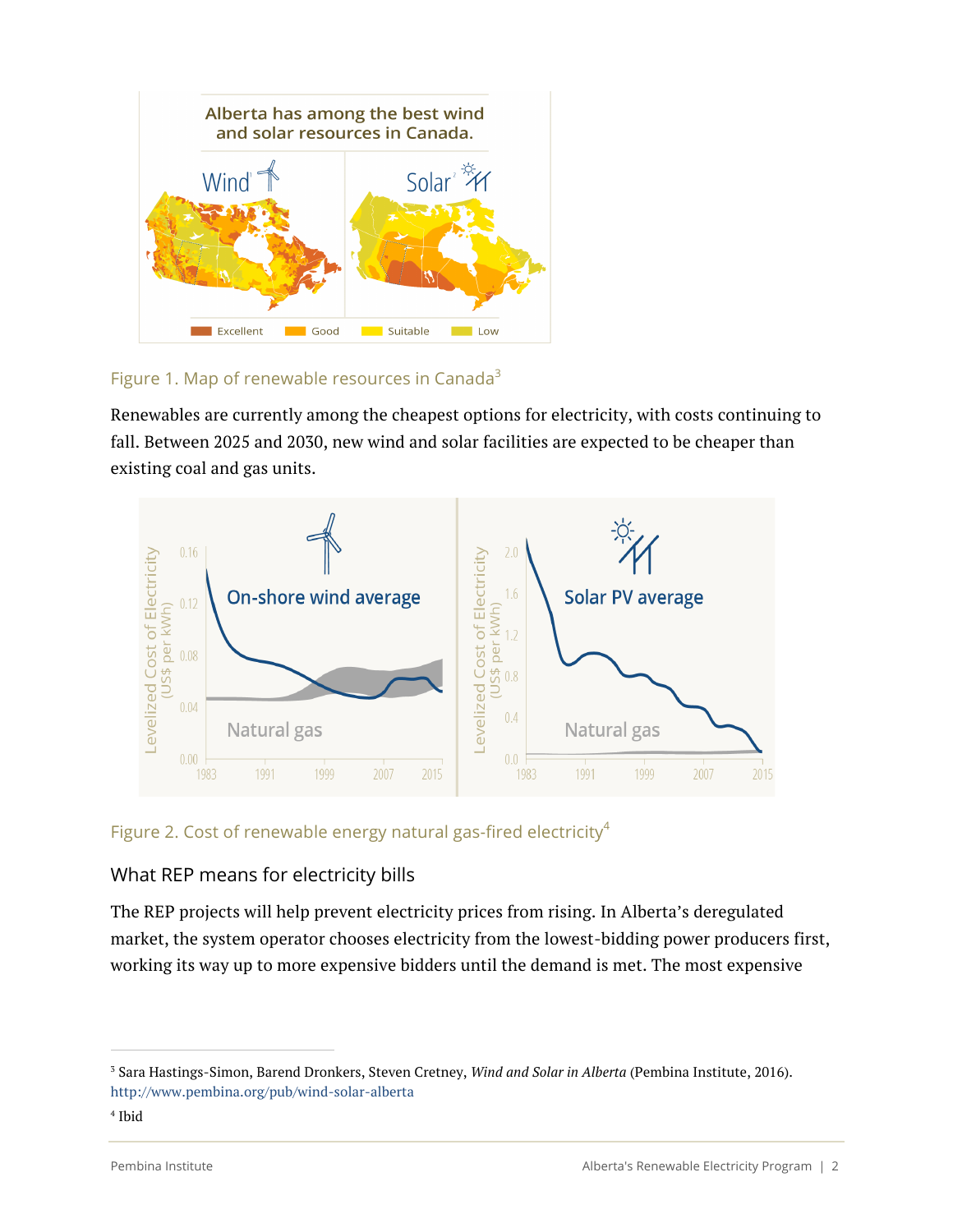Alberta has among the best wind and solar resources in Canada.

Wind

Solar

Excellent
Good
Suitable
Low

Figure 1. Map of renewable resources in Canada[3]

Renewables are currently among the cheapest options for electricity, with costs continuing to fall. Between 2025 and 2030, new wind and solar facilities are expected to be cheaper than existing coal and gas units.

Levelized Cost of Electricity (US$ per kWh)
0.16
0.12
0.08
0.04
0.00
1983
1991
1999
2007
2015
On-shore wind average
Natural gas

Levelized Cost of Electricity (US$ per kWh)
2.0
1.6
1.2
0.8
0.4
0.0
1983
1991
1999
2007
2015
Solar PV average
Natural gas

Figure 2. Cost of renewable energy natural gas-fired electricity[4]

## What REP means for electricity bills

The REP projects will help prevent electricity prices from rising. In Alberta's deregulated market, the system operator chooses electricity from the lowest-bidding power producers first, working its way up to more expensive bidders until the demand is met. The most expensive

---

[3] Sara Hastings-Simon, Barend Dronkers, Steven Cretney, *Wind and Solar in Alberta* (Pembina Institute, 2016). http://www.pembina.org/pub/wind-solar-alberta

[4] Ibid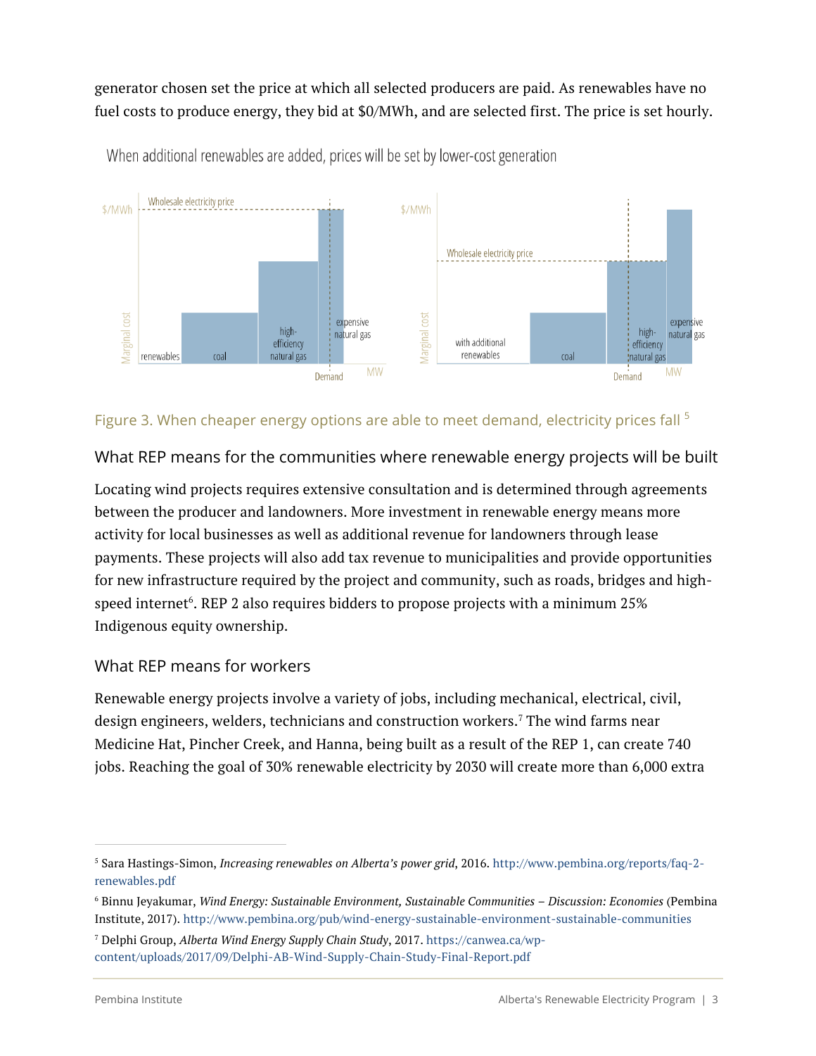generator chosen set the price at which all selected producers are paid. As renewables have no fuel costs to produce energy, they bid at $0/MWh, and are selected first. The price is set hourly.

When additional renewables are added, prices will be set by lower-cost generation

Figure 3. When cheaper energy options are able to meet demand, electricity prices fall [5]

## What REP means for the communities where renewable energy projects will be built

Locating wind projects requires extensive consultation and is determined through agreements between the producer and landowners. More investment in renewable energy means more activity for local businesses as well as additional revenue for landowners through lease payments. These projects will also add tax revenue to municipalities and provide opportunities for new infrastructure required by the project and community, such as roads, bridges and high-speed internet[6]. REP 2 also requires bidders to propose projects with a minimum 25% Indigenous equity ownership.

## What REP means for workers

Renewable energy projects involve a variety of jobs, including mechanical, electrical, civil, design engineers, welders, technicians and construction workers.[7] The wind farms near Medicine Hat, Pincher Creek, and Hanna, being built as a result of the REP 1, can create 740 jobs. Reaching the goal of 30% renewable electricity by 2030 will create more than 6,000 extra

---

[5] Sara Hastings-Simon, *Increasing renewables on Alberta's power grid*, 2016. http://www.pembina.org/reports/faq-2-renewables.pdf

[6] Binnu Jeyakumar, *Wind Energy: Sustainable Environment, Sustainable Communities – Discussion: Economies* (Pembina Institute, 2017). http://www.pembina.org/pub/wind-energy-sustainable-environment-sustainable-communities

[7] Delphi Group, *Alberta Wind Energy Supply Chain Study*, 2017. https://canwea.ca/wp-content/uploads/2017/09/Delphi-AB-Wind-Supply-Chain-Study-Final-Report.pdf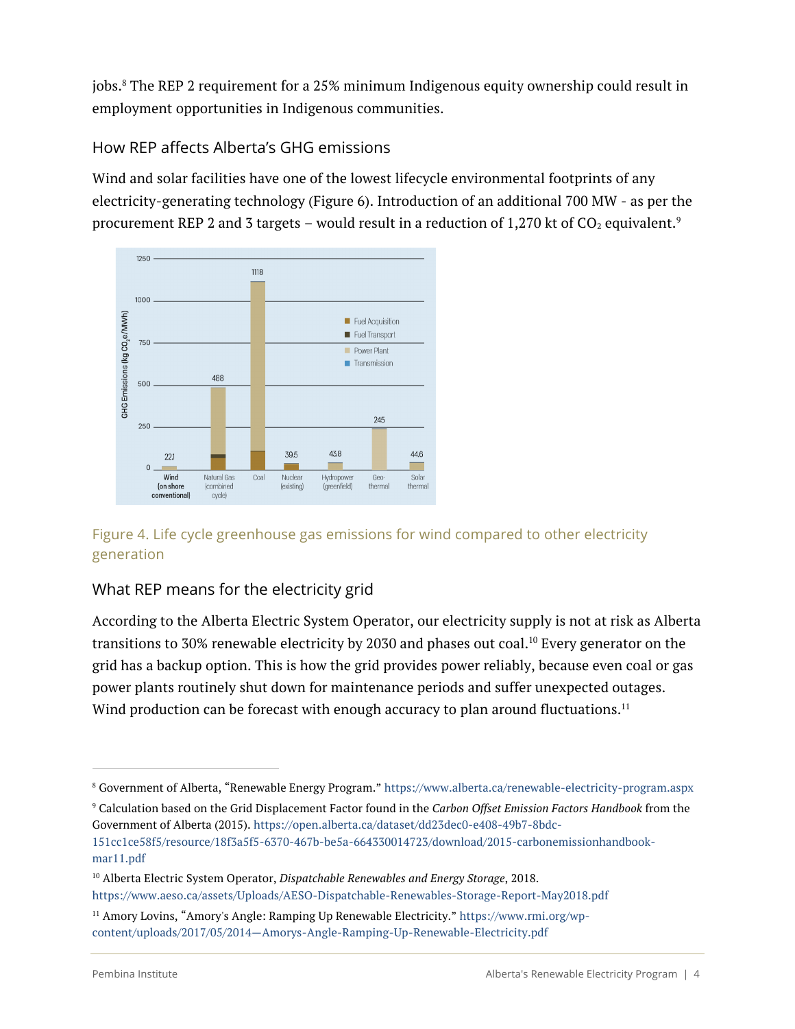jobs.[8] The REP 2 requirement for a 25% minimum Indigenous equity ownership could result in employment opportunities in Indigenous communities.

## How REP affects Alberta's GHG emissions

Wind and solar facilities have one of the lowest lifecycle environmental footprints of any electricity-generating technology (Figure 6). Introduction of an additional 700 MW - as per the procurement REP 2 and 3 targets – would result in a reduction of 1,270 kt of $CO_2$ equivalent.[9]

GHG Emissions (kg $CO_2$e/MWh)

1250
1000
750
500
250
0

Fuel Acquisition
Fuel Transport
Power Plant
Transmission

22.1 Wind (on shore conventional)
488 Natural Gas (combined cycle)
1118 Coal
39.5 Nuclear (existing)
43.8 Hydropower (greenfield)
245 Geo-thermal
44.6 Solar thermal

Figure 4. Life cycle greenhouse gas emissions for wind compared to other electricity generation

## What REP means for the electricity grid

According to the Alberta Electric System Operator, our electricity supply is not at risk as Alberta transitions to 30% renewable electricity by 2030 and phases out coal.[10] Every generator on the grid has a backup option. This is how the grid provides power reliably, because even coal or gas power plants routinely shut down for maintenance periods and suffer unexpected outages. Wind production can be forecast with enough accuracy to plan around fluctuations.[11]

---

[8] Government of Alberta, "Renewable Energy Program." https://www.alberta.ca/renewable-electricity-program.aspx

[9] Calculation based on the Grid Displacement Factor found in the *Carbon Offset Emission Factors Handbook* from the Government of Alberta (2015). https://open.alberta.ca/dataset/dd23dec0-e408-49b7-8bdc-151cc1ce58f5/resource/18f3a5f5-6370-467b-be5a-664330014723/download/2015-carbonemissionhandbook-mar11.pdf

[10] Alberta Electric System Operator, *Dispatchable Renewables and Energy Storage*, 2018. https://www.aeso.ca/assets/Uploads/AESO-Dispatchable-Renewables-Storage-Report-May2018.pdf

[11] Amory Lovins, "Amory's Angle: Ramping Up Renewable Electricity." https://www.rmi.org/wp-content/uploads/2017/05/2014—Amorys-Angle-Ramping-Up-Renewable-Electricity.pdf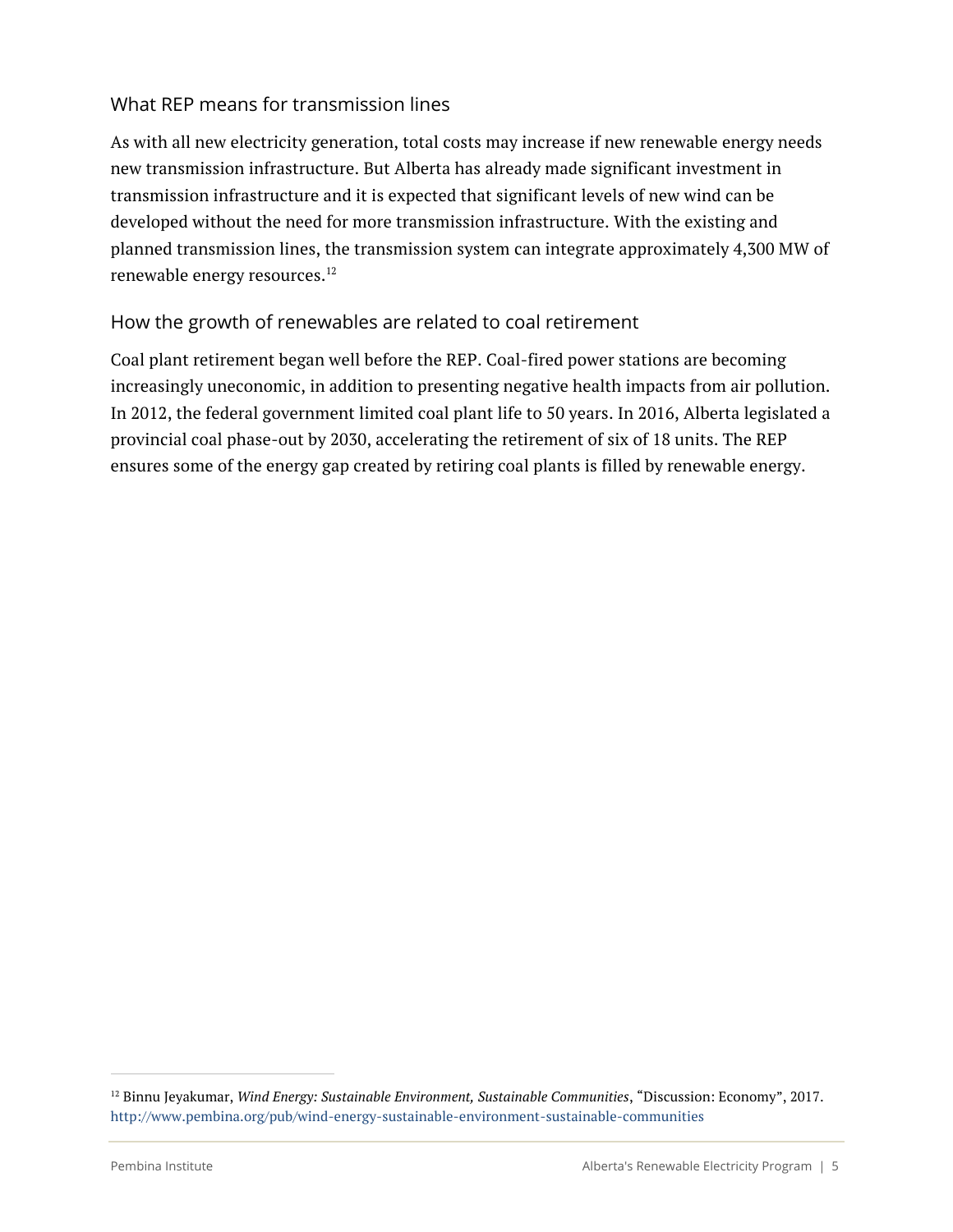## What REP means for transmission lines

As with all new electricity generation, total costs may increase if new renewable energy needs new transmission infrastructure. But Alberta has already made significant investment in transmission infrastructure and it is expected that significant levels of new wind can be developed without the need for more transmission infrastructure. With the existing and planned transmission lines, the transmission system can integrate approximately 4,300 MW of renewable energy resources.[12]

## How the growth of renewables are related to coal retirement

Coal plant retirement began well before the REP. Coal-fired power stations are becoming increasingly uneconomic, in addition to presenting negative health impacts from air pollution. In 2012, the federal government limited coal plant life to 50 years. In 2016, Alberta legislated a provincial coal phase-out by 2030, accelerating the retirement of six of 18 units. The REP ensures some of the energy gap created by retiring coal plants is filled by renewable energy.

---

[12] Binnu Jeyakumar, *Wind Energy: Sustainable Environment, Sustainable Communities*, "Discussion: Economy", 2017. http://www.pembina.org/pub/wind-energy-sustainable-environment-sustainable-communities